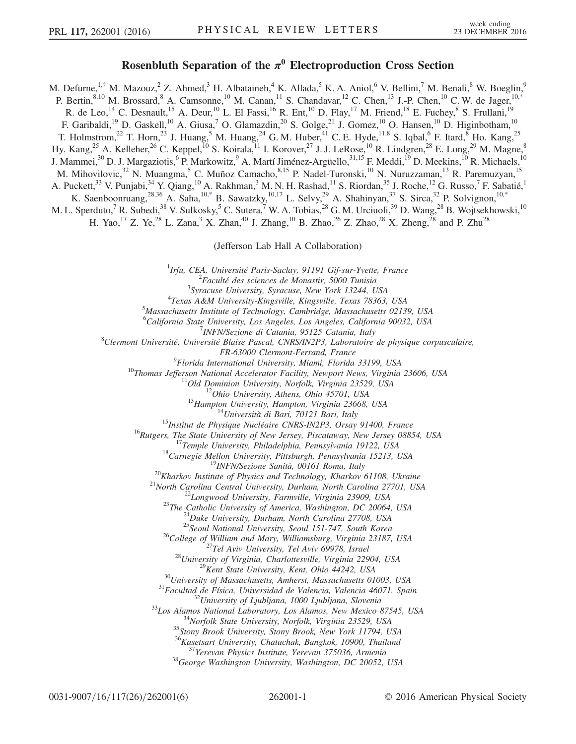# Rosenbluth Separation of the $\pi^0$ Electroproduction Cross Section

M. Defurne,[1,†] M. Mazouz,[2] Z. Ahmed,[3] H. Albataineh,[4] K. Allada,[5] K. A. Aniol,[6] V. Bellini,[7] M. Benali,[8] W. Boeglin,[9] P. Bertin,[8,10] M. Brossard,[8] A. Camsonne,[10] M. Canan,[11] S. Chandavar,[12] C. Chen,[13] J.-P. Chen,[10] C. W. de Jager,[10,*] R. de Leo,[14] C. Desnault,[15] A. Deur,[10] L. El Fassi,[16] R. Ent,[10] D. Flay,[17] M. Friend,[18] E. Fuchey,[8] S. Frullani,[19] F. Garibaldi,[19] D. Gaskell,[10] A. Giusa,[7] O. Glamazdin,[20] S. Golge,[21] J. Gomez,[10] O. Hansen,[10] D. Higinbotham,[10] T. Holmstrom,[22] T. Horn,[23] J. Huang,[5] M. Huang,[24] G. M. Huber,[41] C. E. Hyde,[11,8] S. Iqbal,[6] F. Itard,[8] Ho. Kang,[25] Hy. Kang,[25] A. Kelleher,[26] C. Keppel,[10] S. Koirala,[11] I. Korover,[27] J. J. LeRose,[10] R. Lindgren,[28] E. Long,[29] M. Magne,[8] J. Mammei,[30] D. J. Margaziotis,[6] P. Markowitz,[9] A. Martí Jiménez-Argüello,[31,15] F. Meddi,[19] D. Meekins,[10] R. Michaels,[10] M. Mihovilovic,[32] N. Muangma,[5] C. Muñoz Camacho,[8,15] P. Nadel-Turonski,[10] N. Nuruzzaman,[13] R. Paremuzyan,[15] A. Puckett,[33] V. Punjabi,[34] Y. Qiang,[10] A. Rakhman,[3] M. N. H. Rashad,[11] S. Riordan,[35] J. Roche,[12] G. Russo,[7] F. Sabatié,[1] K. Saenboonruang,[28,36] A. Saha,[10,*] B. Sawatzky,[10,17] L. Selvy,[29] A. Shahinyan,[37] S. Sirca,[32] P. Solvignon,[10,*] M. L. Sperduto,[7] R. Subedi,[38] V. Sulkosky,[5] C. Sutera,[7] W. A. Tobias,[28] G. M. Urciuoli,[39] D. Wang,[28] B. Wojtsekhowski,[10] H. Yao,[17] Z. Ye,[28] L. Zana,[3] X. Zhan,[40] J. Zhang,[10] B. Zhao,[26] Z. Zhao,[28] X. Zheng,[28] and P. Zhu[28]

(Jefferson Lab Hall A Collaboration)

[1] *Irfu, CEA, Université Paris-Saclay, 91191 Gif-sur-Yvette, France*
[2] *Faculté des sciences de Monastir, 5000 Tunisia*
[3] *Syracuse University, Syracuse, New York 13244, USA*
[4] *Texas A&M University-Kingsville, Kingsville, Texas 78363, USA*
[5] *Massachusetts Institute of Technology, Cambridge, Massachusetts 02139, USA*
[6] *California State University, Los Angeles, Los Angeles, California 90032, USA*
[7] *INFN/Sezione di Catania, 95125 Catania, Italy*
[8] *Clermont Université, Université Blaise Pascal, CNRS/IN2P3, Laboratoire de physique corpusculaire, FR-63000 Clermont-Ferrand, France*
[9] *Florida International University, Miami, Florida 33199, USA*
[10] *Thomas Jefferson National Accelerator Facility, Newport News, Virginia 23606, USA*
[11] *Old Dominion University, Norfolk, Virginia 23529, USA*
[12] *Ohio University, Athens, Ohio 45701, USA*
[13] *Hampton University, Hampton, Virginia 23668, USA*
[14] *Università di Bari, 70121 Bari, Italy*
[15] *Institut de Physique Nucléaire CNRS-IN2P3, Orsay 91400, France*
[16] *Rutgers, The State University of New Jersey, Piscataway, New Jersey 08854, USA*
[17] *Temple University, Philadelphia, Pennsylvania 19122, USA*
[18] *Carnegie Mellon University, Pittsburgh, Pennsylvania 15213, USA*
[19] *INFN/Sezione Sanità, 00161 Roma, Italy*
[20] *Kharkov Institute of Physics and Technology, Kharkov 61108, Ukraine*
[21] *North Carolina Central University, Durham, North Carolina 27701, USA*
[22] *Longwood University, Farmville, Virginia 23909, USA*
[23] *The Catholic University of America, Washington, DC 20064, USA*
[24] *Duke University, Durham, North Carolina 27708, USA*
[25] *Seoul National University, Seoul 151-747, South Korea*
[26] *College of William and Mary, Williamsburg, Virginia 23187, USA*
[27] *Tel Aviv University, Tel Aviv 69978, Israel*
[28] *University of Virginia, Charlottesville, Virginia 22904, USA*
[29] *Kent State University, Kent, Ohio 44242, USA*
[30] *University of Massachusetts, Amherst, Massachusetts 01003, USA*
[31] *Facultad de Física, Universidad de Valencia, Valencia 46071, Spain*
[32] *University of Ljubljana, 1000 Ljubljana, Slovenia*
[33] *Los Alamos National Laboratory, Los Alamos, New Mexico 87545, USA*
[34] *Norfolk State University, Norfolk, Virginia 23529, USA*
[35] *Stony Brook University, Stony Brook, New York 11794, USA*
[36] *Kasetsart University, Chatuchak, Bangkok, 10900, Thailand*
[37] *Yerevan Physics Institute, Yerevan 375036, Armenia*
[38] *George Washington University, Washington, DC 20052, USA*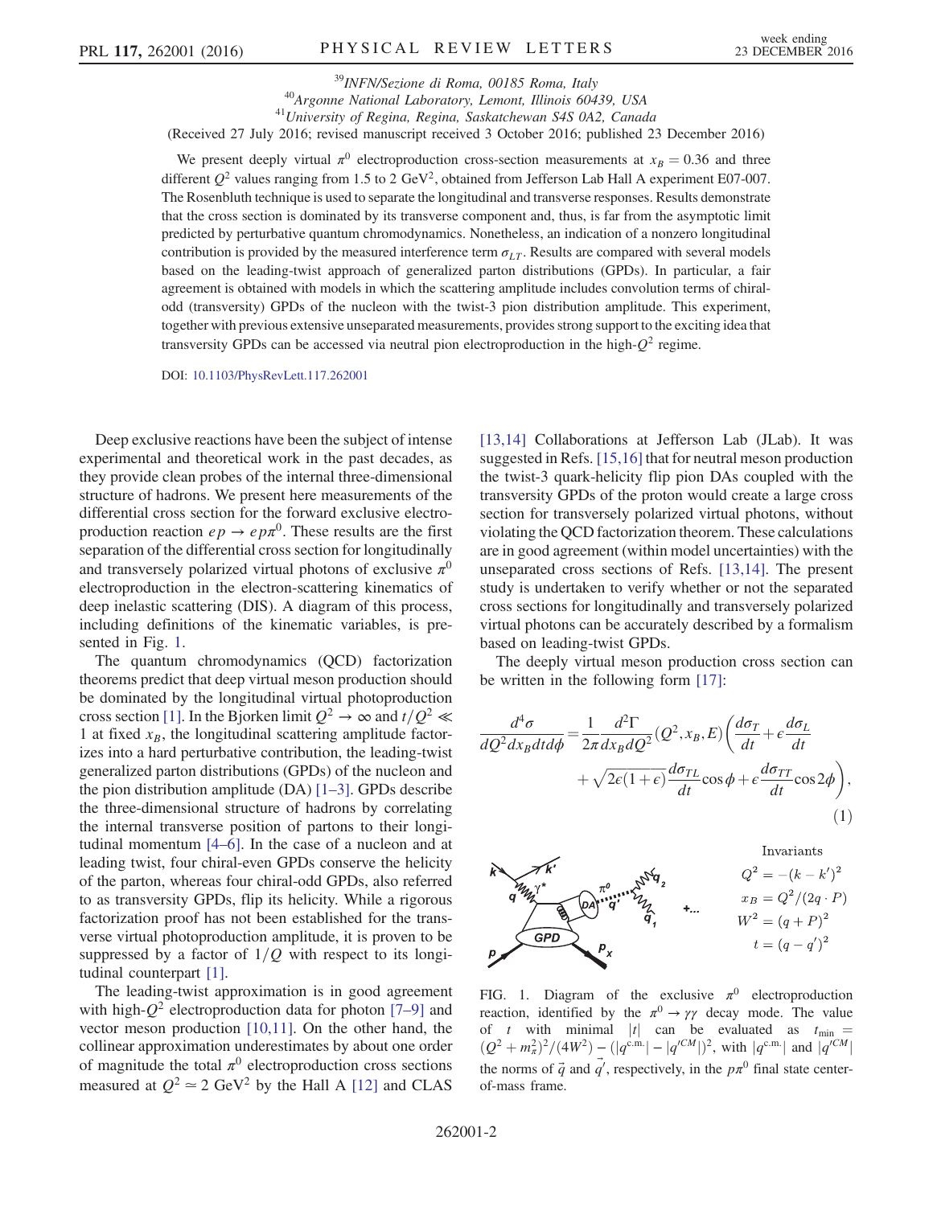[39]INFN/Sezione di Roma, 00185 Roma, Italy
[40]Argonne National Laboratory, Lemont, Illinois 60439, USA
[41]University of Regina, Regina, Saskatchewan S4S 0A2, Canada

(Received 27 July 2016; revised manuscript received 3 October 2016; published 23 December 2016)

We present deeply virtual $\pi^0$ electroproduction cross-section measurements at $x_B = 0.36$ and three different $Q^2$ values ranging from 1.5 to 2 GeV$^2$, obtained from Jefferson Lab Hall A experiment E07-007. The Rosenbluth technique is used to separate the longitudinal and transverse responses. Results demonstrate that the cross section is dominated by its transverse component and, thus, is far from the asymptotic limit predicted by perturbative quantum chromodynamics. Nonetheless, an indication of a nonzero longitudinal contribution is provided by the measured interference term $\sigma_{LT}$. Results are compared with several models based on the leading-twist approach of generalized parton distributions (GPDs). In particular, a fair agreement is obtained with models in which the scattering amplitude includes convolution terms of chiral-odd (transversity) GPDs of the nucleon with the twist-3 pion distribution amplitude. This experiment, together with previous extensive unseparated measurements, provides strong support to the exciting idea that transversity GPDs can be accessed via neutral pion electroproduction in the high-$Q^2$ regime.

DOI: 10.1103/PhysRevLett.117.262001

Deep exclusive reactions have been the subject of intense experimental and theoretical work in the past decades, as they provide clean probes of the internal three-dimensional structure of hadrons. We present here measurements of the differential cross section for the forward exclusive electroproduction reaction $ep \to ep\pi^0$. These results are the first separation of the differential cross section for longitudinally and transversely polarized virtual photons of exclusive $\pi^0$ electroproduction in the electron-scattering kinematics of deep inelastic scattering (DIS). A diagram of this process, including definitions of the kinematic variables, is presented in Fig. 1.

The quantum chromodynamics (QCD) factorization theorems predict that deep virtual meson production should be dominated by the longitudinal virtual photoproduction cross section [1]. In the Bjorken limit $Q^2 \to \infty$ and $t/Q^2 \ll 1$ at fixed $x_B$, the longitudinal scattering amplitude factorizes into a hard perturbative contribution, the leading-twist generalized parton distributions (GPDs) of the nucleon and the pion distribution amplitude (DA) [1–3]. GPDs describe the three-dimensional structure of hadrons by correlating the internal transverse position of partons to their longitudinal momentum [4–6]. In the case of a nucleon and at leading twist, four chiral-even GPDs conserve the helicity of the parton, whereas four chiral-odd GPDs, also referred to as transversity GPDs, flip its helicity. While a rigorous factorization proof has not been established for the transverse virtual photoproduction amplitude, it is proven to be suppressed by a factor of $1/Q$ with respect to its longitudinal counterpart [1].

The leading-twist approximation is in good agreement with high-$Q^2$ electroproduction data for photon [7–9] and vector meson production [10,11]. On the other hand, the collinear approximation underestimates by about one order of magnitude the total $\pi^0$ electroproduction cross sections measured at $Q^2 \simeq 2$ GeV$^2$ by the Hall A [12] and CLAS [13,14] Collaborations at Jefferson Lab (JLab). It was suggested in Refs. [15,16] that for neutral meson production the twist-3 quark-helicity flip pion DAs coupled with the transversity GPDs of the proton would create a large cross section for transversely polarized virtual photons, without violating the QCD factorization theorem. These calculations are in good agreement (within model uncertainties) with the unseparated cross sections of Refs. [13,14]. The present study is undertaken to verify whether or not the separated cross sections for longitudinally and transversely polarized virtual photons can be accurately described by a formalism based on leading-twist GPDs.

The deeply virtual meson production cross section can be written in the following form [17]:

$$\frac{d^4\sigma}{dQ^2 dx_B dt d\phi} = \frac{1}{2\pi}\frac{d^2\Gamma}{dx_B dQ^2}(Q^2, x_B, E)\left(\frac{d\sigma_T}{dt} + \epsilon\frac{d\sigma_L}{dt} + \sqrt{2\epsilon(1+\epsilon)}\frac{d\sigma_{TL}}{dt}\cos\phi + \epsilon\frac{d\sigma_{TT}}{dt}\cos 2\phi\right), \quad (1)$$

Invariants

$Q^2 = -(k - k')^2$

$x_B = Q^2/(2q \cdot P)$

$W^2 = (q + P)^2$

$t = (q - q')^2$

FIG. 1. Diagram of the exclusive $\pi^0$ electroproduction reaction, identified by the $\pi^0 \to \gamma\gamma$ decay mode. The value of $t$ with minimal $|t|$ can be evaluated as $t_{\min} = (Q^2 + m_\pi^2)^2/(4W^2) - (|q^{\text{c.m.}}| - |q'^{CM}|)^2$, with $|q^{\text{c.m.}}|$ and $|q'^{CM}|$ the norms of $\vec{q}$ and $\vec{q}'$, respectively, in the $p\pi^0$ final state center-of-mass frame.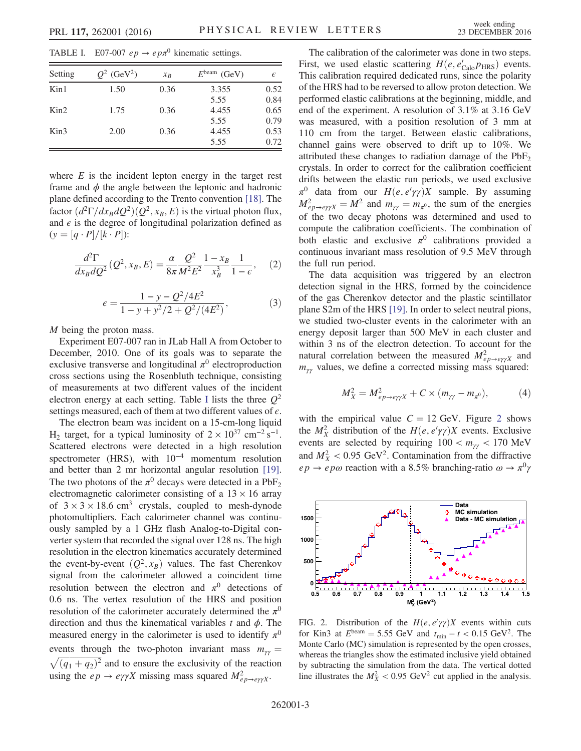TABLE I. E07-007 $ep \to ep\pi^0$ kinematic settings.

| Setting | $Q^2$ (GeV$^2$) | $x_B$ | $E^{\rm beam}$ (GeV) | $\epsilon$ |
|---|---|---|---|---|
| Kin1 | 1.50 | 0.36 | 3.355 | 0.52 |
| | | | 5.55 | 0.84 |
| Kin2 | 1.75 | 0.36 | 4.455 | 0.65 |
| | | | 5.55 | 0.79 |
| Kin3 | 2.00 | 0.36 | 4.455 | 0.53 |
| | | | 5.55 | 0.72 |

where $E$ is the incident lepton energy in the target rest frame and $\phi$ the angle between the leptonic and hadronic plane defined according to the Trento convention [18]. The factor $(d^2\Gamma/dx_B dQ^2)(Q^2, x_B, E)$ is the virtual photon flux, and $\epsilon$ is the degree of longitudinal polarization defined as $(y = [q \cdot P]/[k \cdot P])$:

$$\frac{d^2\Gamma}{dx_B dQ^2}(Q^2, x_B, E) = \frac{\alpha}{8\pi}\frac{Q^2}{M^2E^2}\frac{1-x_B}{x_B^3}\frac{1}{1-\epsilon}, \quad (2)$$

$$\epsilon = \frac{1 - y - Q^2/4E^2}{1 - y + y^2/2 + Q^2/(4E^2)}, \quad (3)$$

$M$ being the proton mass.

Experiment E07-007 ran in JLab Hall A from October to December, 2010. One of its goals was to separate the exclusive transverse and longitudinal $\pi^0$ electroproduction cross sections using the Rosenbluth technique, consisting of measurements at two different values of the incident electron energy at each setting. Table I lists the three $Q^2$ settings measured, each of them at two different values of $\epsilon$.

The electron beam was incident on a 15-cm-long liquid $H_2$ target, for a typical luminosity of $2 \times 10^{37}$ cm$^{-2}$ s$^{-1}$. Scattered electrons were detected in a high resolution spectrometer (HRS), with $10^{-4}$ momentum resolution and better than 2 mr horizontal angular resolution [19]. The two photons of the $\pi^0$ decays were detected in a $PbF_2$ electromagnetic calorimeter consisting of a $13 \times 16$ array of $3 \times 3 \times 18.6$ cm$^3$ crystals, coupled to mesh-dynode photomultipliers. Each calorimeter channel was continuously sampled by a 1 GHz flash Analog-to-Digital converter system that recorded the signal over 128 ns. The high resolution in the electron kinematics accurately determined the event-by-event $(Q^2, x_B)$ values. The fast Cherenkov signal from the calorimeter allowed a coincident time resolution between the electron and $\pi^0$ detections of 0.6 ns. The vertex resolution of the HRS and position resolution of the calorimeter accurately determined the $\pi^0$ direction and thus the kinematical variables $t$ and $\phi$. The measured energy in the calorimeter is used to identify $\pi^0$ events through the two-photon invariant mass $m_{\gamma\gamma} = \sqrt{(q_1 + q_2)^2}$ and to ensure the exclusivity of the reaction using the $ep \to e\gamma\gamma X$ missing mass squared $M^2_{ep\to e\gamma\gamma X}$.

The calibration of the calorimeter was done in two steps. First, we used elastic scattering $H(e, e'_{\rm Calo} p_{\rm HRS})$ events. This calibration required dedicated runs, since the polarity of the HRS had to be reversed to allow proton detection. We performed elastic calibrations at the beginning, middle, and end of the experiment. A resolution of 3.1% at 3.16 GeV was measured, with a position resolution of 3 mm at 110 cm from the target. Between elastic calibrations, channel gains were observed to drift up to 10%. We attributed these changes to radiation damage of the $PbF_2$ crystals. In order to correct for the calibration coefficient drifts between the elastic run periods, we used exclusive $\pi^0$ data from our $H(e, e'\gamma\gamma)X$ sample. By assuming $M^2_{ep\to e\gamma\gamma X} = M^2$ and $m_{\gamma\gamma} = m_{\pi^0}$, the sum of the energies of the two decay photons was determined and used to compute the calibration coefficients. The combination of both elastic and exclusive $\pi^0$ calibrations provided a continuous invariant mass resolution of 9.5 MeV through the full run period.

The data acquisition was triggered by an electron detection signal in the HRS, formed by the coincidence of the gas Cherenkov detector and the plastic scintillator plane S2m of the HRS [19]. In order to select neutral pions, we studied two-cluster events in the calorimeter with an energy deposit larger than 500 MeV in each cluster and within 3 ns of the electron detection. To account for the natural correlation between the measured $M^2_{ep\to e\gamma\gamma X}$ and $m_{\gamma\gamma}$ values, we define a corrected missing mass squared:

$$M_X^2 = M^2_{ep\to e\gamma\gamma X} + C \times (m_{\gamma\gamma} - m_{\pi^0}), \quad (4)$$

with the empirical value $C = 12$ GeV. Figure 2 shows the $M_X^2$ distribution of the $H(e, e'\gamma\gamma)X$ events. Exclusive events are selected by requiring $100 < m_{\gamma\gamma} < 170$ MeV and $M_X^2 < 0.95$ GeV$^2$. Contamination from the diffractive $ep \to ep\omega$ reaction with a 8.5% branching-ratio $\omega \to \pi^0\gamma$

Data
MC simulation
Data - MC simulation
1500
1000
500
0
0.5 0.6 0.7 0.8 0.9 1 1.1 1.2 1.3 1.4 1.5
$M_X^2$ (GeV$^2$)

FIG. 2. Distribution of the $H(e, e'\gamma\gamma)X$ events within cuts for Kin3 at $E^{\rm beam} = 5.55$ GeV and $t_{\rm min} - t < 0.15$ GeV$^2$. The Monte Carlo (MC) simulation is represented by the open crosses, whereas the triangles show the estimated inclusive yield obtained by subtracting the simulation from the data. The vertical dotted line illustrates the $M_X^2 < 0.95$ GeV$^2$ cut applied in the analysis.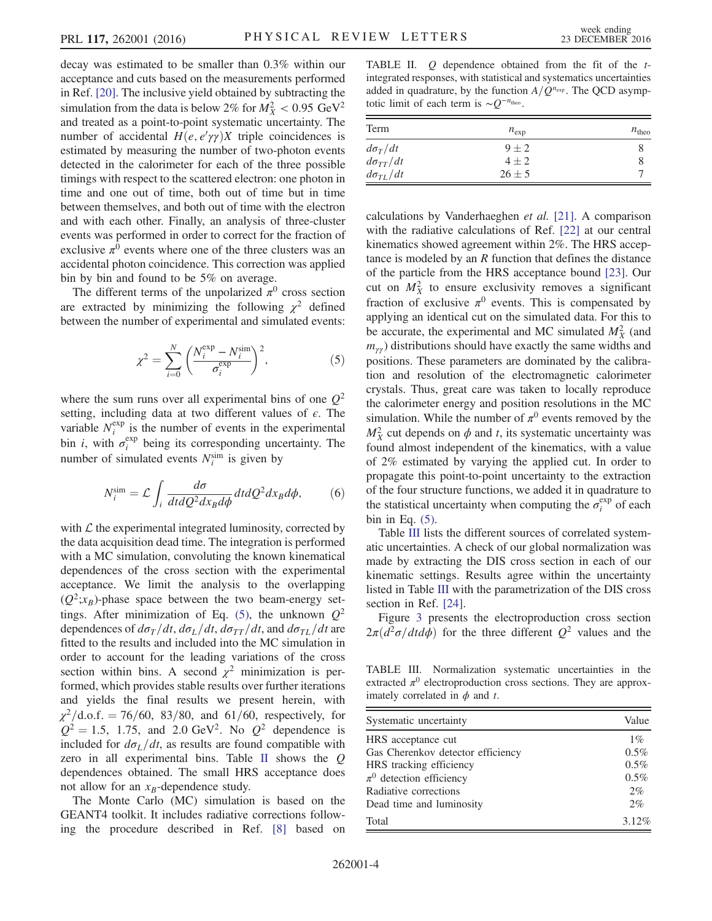decay was estimated to be smaller than 0.3% within our acceptance and cuts based on the measurements performed in Ref. [20]. The inclusive yield obtained by subtracting the simulation from the data is below 2% for $M_X^2 < 0.95$ GeV$^2$ and treated as a point-to-point systematic uncertainty. The number of accidental $H(e, e'\gamma\gamma)X$ triple coincidences is estimated by measuring the number of two-photon events detected in the calorimeter for each of the three possible timings with respect to the scattered electron: one photon in time and one out of time, both out of time but in time between themselves, and both out of time with the electron and with each other. Finally, an analysis of three-cluster events was performed in order to correct for the fraction of exclusive $\pi^0$ events where one of the three clusters was an accidental photon coincidence. This correction was applied bin by bin and found to be 5% on average.

The different terms of the unpolarized $\pi^0$ cross section are extracted by minimizing the following $\chi^2$ defined between the number of experimental and simulated events:

$$\chi^2 = \sum_{i=0}^{N} \left( \frac{N_i^{\text{exp}} - N_i^{\text{sim}}}{\sigma_i^{\text{exp}}} \right)^2, \tag{5}$$

where the sum runs over all experimental bins of one $Q^2$ setting, including data at two different values of $\epsilon$. The variable $N_i^{\text{exp}}$ is the number of events in the experimental bin $i$, with $\sigma_i^{\text{exp}}$ being its corresponding uncertainty. The number of simulated events $N_i^{\text{sim}}$ is given by

$$N_i^{\text{sim}} = \mathcal{L} \int_i \frac{d\sigma}{dt dQ^2 dx_B d\phi} dt dQ^2 dx_B d\phi, \tag{6}$$

with $\mathcal{L}$ the experimental integrated luminosity, corrected by the data acquisition dead time. The integration is performed with a MC simulation, convoluting the known kinematical dependences of the cross section with the experimental acceptance. We limit the analysis to the overlapping $(Q^2;x_B)$-phase space between the two beam-energy settings. After minimization of Eq. (5), the unknown $Q^2$ dependences of $d\sigma_T/dt$, $d\sigma_L/dt$, $d\sigma_{TT}/dt$, and $d\sigma_{TL}/dt$ are fitted to the results and included into the MC simulation in order to account for the leading variations of the cross section within bins. A second $\chi^2$ minimization is performed, which provides stable results over further iterations and yields the final results we present herein, with $\chi^2/\text{d.o.f.} = 76/60$, $83/80$, and $61/60$, respectively, for $Q^2 = 1.5$, $1.75$, and $2.0$ GeV$^2$. No $Q^2$ dependence is included for $d\sigma_L/dt$, as results are found compatible with zero in all experimental bins. Table II shows the $Q$ dependences obtained. The small HRS acceptance does not allow for an $x_B$-dependence study.

The Monte Carlo (MC) simulation is based on the GEANT4 toolkit. It includes radiative corrections following the procedure described in Ref. [8] based on calculations by Vanderhaeghen *et al.* [21]. A comparison with the radiative calculations of Ref. [22] at our central kinematics showed agreement within 2%. The HRS acceptance is modeled by an $R$ function that defines the distance of the particle from the HRS acceptance bound [23]. Our cut on $M_X^2$ to ensure exclusivity removes a significant fraction of exclusive $\pi^0$ events. This is compensated by applying an identical cut on the simulated data. For this to be accurate, the experimental and MC simulated $M_X^2$ (and $m_{\gamma\gamma}$) distributions should have exactly the same widths and positions. These parameters are dominated by the calibration and resolution of the electromagnetic calorimeter crystals. Thus, great care was taken to locally reproduce the calorimeter energy and position resolutions in the MC simulation. While the number of $\pi^0$ events removed by the $M_X^2$ cut depends on $\phi$ and $t$, its systematic uncertainty was found almost independent of the kinematics, with a value of 2% estimated by varying the applied cut. In order to propagate this point-to-point uncertainty to the extraction of the four structure functions, we added it in quadrature to the statistical uncertainty when computing the $\sigma_i^{\text{exp}}$ of each bin in Eq. (5).

Table III lists the different sources of correlated systematic uncertainties. A check of our global normalization was made by extracting the DIS cross section in each of our kinematic settings. Results agree within the uncertainty listed in Table III with the parametrization of the DIS cross section in Ref. [24].

Figure 3 presents the electroproduction cross section $2\pi(d^2\sigma/dtd\phi)$ for the three different $Q^2$ values and the

TABLE II. $Q$ dependence obtained from the fit of the $t$-integrated responses, with statistical and systematics uncertainties added in quadrature, by the function $A/Q^{n_{\text{exp}}}$. The QCD asymptotic limit of each term is $\sim Q^{-n_{\text{theo}}}$.

| Term | $n_{\text{exp}}$ | $n_{\text{theo}}$ |
|---|---|---|
| $d\sigma_T/dt$ | $9 \pm 2$ | 8 |
| $d\sigma_{TT}/dt$ | $4 \pm 2$ | 8 |
| $d\sigma_{TL}/dt$ | $26 \pm 5$ | 7 |

TABLE III. Normalization systematic uncertainties in the extracted $\pi^0$ electroproduction cross sections. They are approximately correlated in $\phi$ and $t$.

| Systematic uncertainty | Value |
|---|---|
| HRS acceptance cut | 1% |
| Gas Cherenkov detector efficiency | 0.5% |
| HRS tracking efficiency | 0.5% |
| $\pi^0$ detection efficiency | 0.5% |
| Radiative corrections | 2% |
| Dead time and luminosity | 2% |
| Total | 3.12% |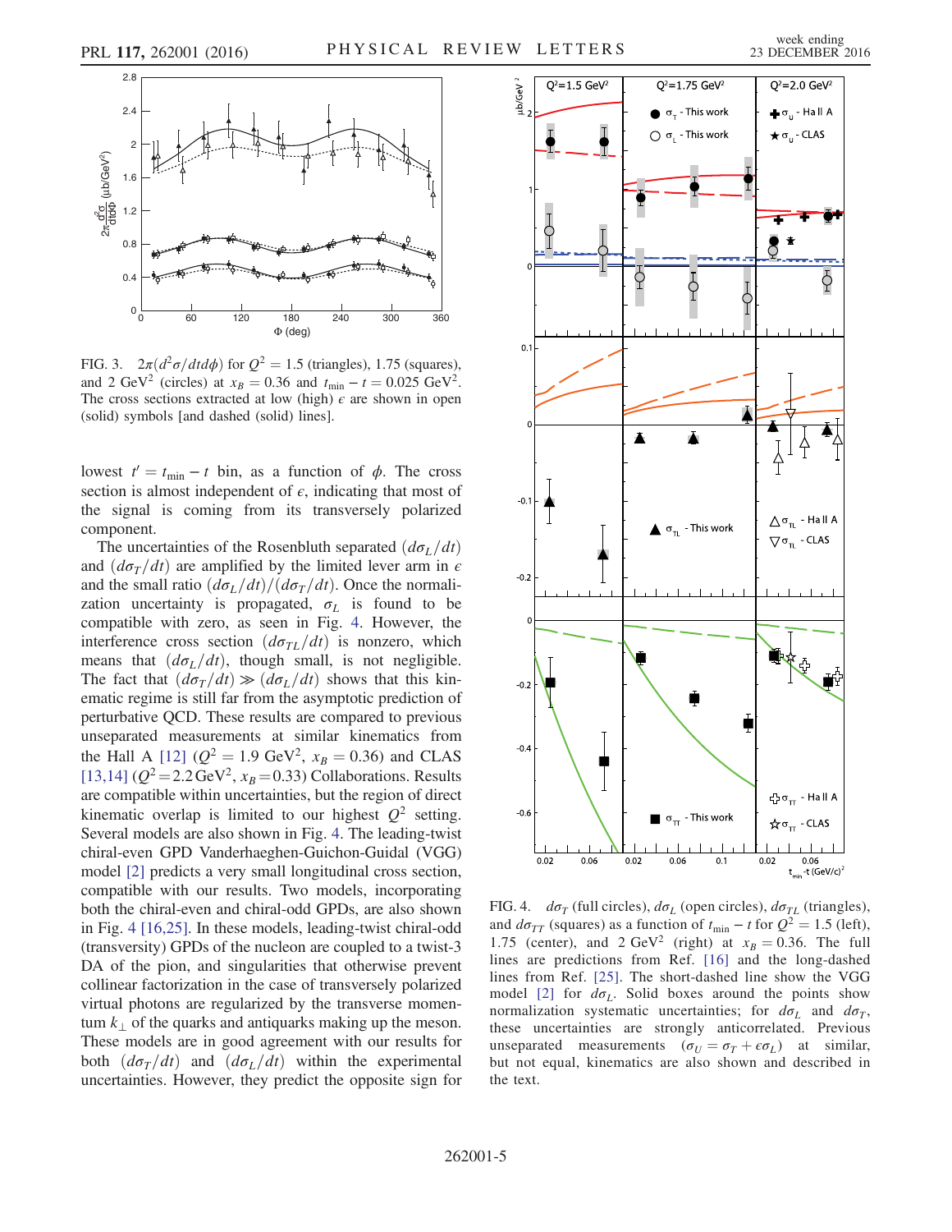2.8

2.4

2

1.6

1.2

0.8

0.4

0

$2\pi\frac{d^2\sigma}{dtd\Phi}$ ($\mu$b/GeV$^2$)

0 60 120 180 240 300 360

$\Phi$ (deg)

FIG. 3. $2\pi(d^2\sigma/dtd\phi)$ for $Q^2 = 1.5$ (triangles), 1.75 (squares), and 2 GeV$^2$ (circles) at $x_B = 0.36$ and $t_{\min} - t = 0.025$ GeV$^2$. The cross sections extracted at low (high) $\epsilon$ are shown in open (solid) symbols [and dashed (solid) lines].

lowest $t' = t_{\min} - t$ bin, as a function of $\phi$. The cross section is almost independent of $\epsilon$, indicating that most of the signal is coming from its transversely polarized component.

The uncertainties of the Rosenbluth separated $(d\sigma_L/dt)$ and $(d\sigma_T/dt)$ are amplified by the limited lever arm in $\epsilon$ and the small ratio $(d\sigma_L/dt)/(d\sigma_T/dt)$. Once the normalization uncertainty is propagated, $\sigma_L$ is found to be compatible with zero, as seen in Fig. 4. However, the interference cross section $(d\sigma_{TL}/dt)$ is nonzero, which means that $(d\sigma_L/dt)$, though small, is not negligible. The fact that $(d\sigma_T/dt) \gg (d\sigma_L/dt)$ shows that this kinematic regime is still far from the asymptotic prediction of perturbative QCD. These results are compared to previous unseparated measurements at similar kinematics from the Hall A [12] ($Q^2 = 1.9$ GeV$^2$, $x_B = 0.36$) and CLAS [13,14] ($Q^2 = 2.2$ GeV$^2$, $x_B = 0.33$) Collaborations. Results are compatible within uncertainties, but the region of direct kinematic overlap is limited to our highest $Q^2$ setting. Several models are also shown in Fig. 4. The leading-twist chiral-even GPD Vanderhaeghen-Guichon-Guidal (VGG) model [2] predicts a very small longitudinal cross section, compatible with our results. Two models, incorporating both the chiral-even and chiral-odd GPDs, are also shown in Fig. 4 [16,25]. In these models, leading-twist chiral-odd (transversity) GPDs of the nucleon are coupled to a twist-3 DA of the pion, and singularities that otherwise prevent collinear factorization in the case of transversely polarized virtual photons are regularized by the transverse momentum $k_\perp$ of the quarks and antiquarks making up the meson. These models are in good agreement with our results for both $(d\sigma_T/dt)$ and $(d\sigma_L/dt)$ within the experimental uncertainties. However, they predict the opposite sign for

$\mu$b/GeV$^2$

$Q^2$=1.5 GeV$^2$ $Q^2$=1.75 GeV$^2$ $Q^2$=2.0 GeV$^2$

$\sigma_T$ - This work

$\sigma_L$ - This work

$\sigma_U$ - Hall A

$\sigma_U$ - CLAS

2

1

0

0.1

0

-0.1

-0.2

$\sigma_{TL}$ - This work

$\sigma_{TL}$ - Hall A

$\sigma_{TL}$ - CLAS

0

-0.2

-0.4

-0.6

$\sigma_{TT}$ - This work

$\sigma_{TT}$ - Hall A

$\sigma_{TT}$ - CLAS

0.02 0.06 0.02 0.06 0.1 0.02 0.06

$t_{\min}$-t (GeV/c)$^2$

FIG. 4. $d\sigma_T$ (full circles), $d\sigma_L$ (open circles), $d\sigma_{TL}$ (triangles), and $d\sigma_{TT}$ (squares) as a function of $t_{\min} - t$ for $Q^2 = 1.5$ (left), 1.75 (center), and 2 GeV$^2$ (right) at $x_B = 0.36$. The full lines are predictions from Ref. [16] and the long-dashed lines from Ref. [25]. The short-dashed line show the VGG model [2] for $d\sigma_L$. Solid boxes around the points show normalization systematic uncertainties; for $d\sigma_L$ and $d\sigma_T$, these uncertainties are strongly anticorrelated. Previous unseparated measurements ($\sigma_U = \sigma_T + \epsilon\sigma_L$) at similar, but not equal, kinematics are also shown and described in the text.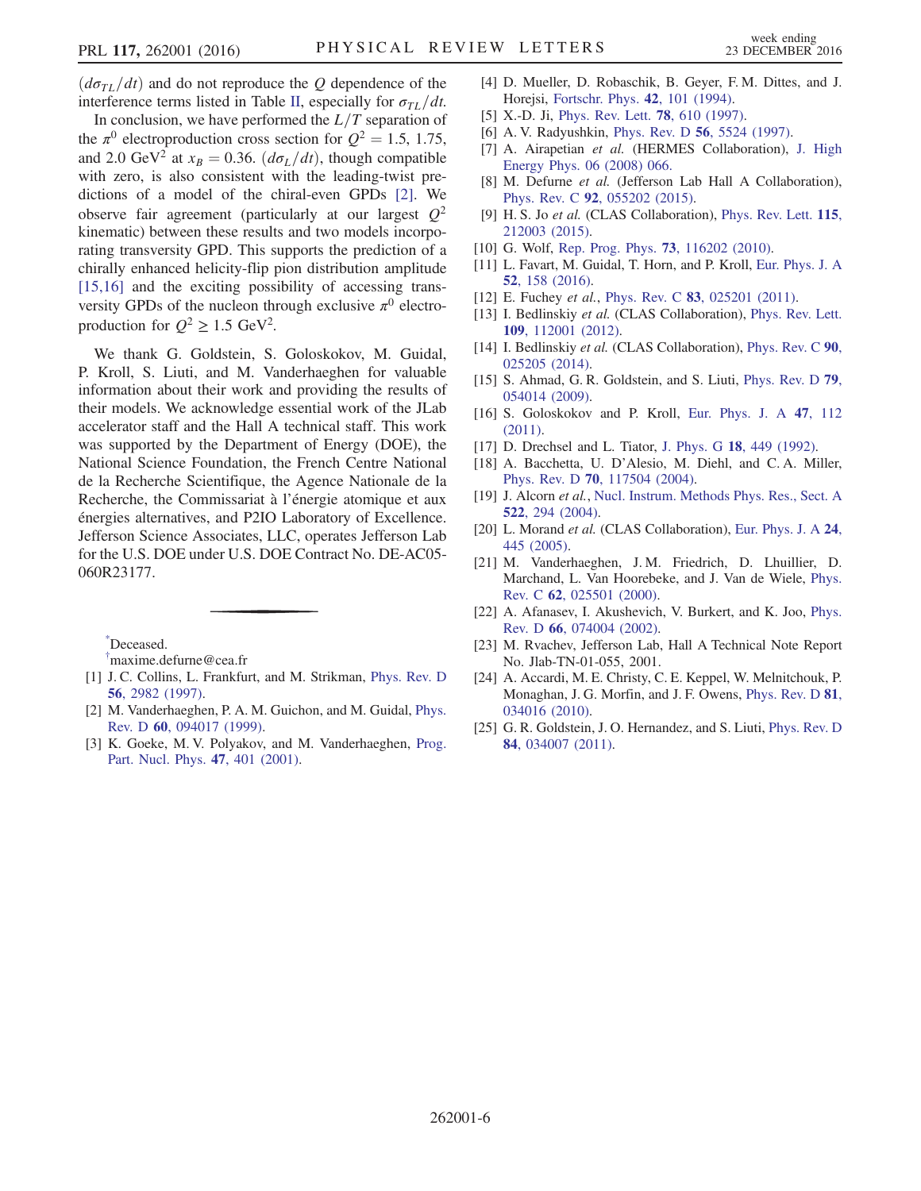$(d\sigma_{TL}/dt)$ and do not reproduce the $Q$ dependence of the interference terms listed in Table II, especially for $\sigma_{TL}/dt$.

In conclusion, we have performed the $L/T$ separation of the $\pi^0$ electroproduction cross section for $Q^2 = 1.5$, 1.75, and 2.0 GeV$^2$ at $x_B = 0.36$. $(d\sigma_L/dt)$, though compatible with zero, is also consistent with the leading-twist predictions of a model of the chiral-even GPDs [2]. We observe fair agreement (particularly at our largest $Q^2$ kinematic) between these results and two models incorporating transversity GPD. This supports the prediction of a chirally enhanced helicity-flip pion distribution amplitude [15,16] and the exciting possibility of accessing transversity GPDs of the nucleon through exclusive $\pi^0$ electroproduction for $Q^2 \geq 1.5$ GeV$^2$.

We thank G. Goldstein, S. Goloskokov, M. Guidal, P. Kroll, S. Liuti, and M. Vanderhaeghen for valuable information about their work and providing the results of their models. We acknowledge essential work of the JLab accelerator staff and the Hall A technical staff. This work was supported by the Department of Energy (DOE), the National Science Foundation, the French Centre National de la Recherche Scientifique, the Agence Nationale de la Recherche, the Commissariat à l'énergie atomique et aux énergies alternatives, and P2IO Laboratory of Excellence. Jefferson Science Associates, LLC, operates Jefferson Lab for the U.S. DOE under U.S. DOE Contract No. DE-AC05-060R23177.

---

[*]Deceased.

[†]maxime.defurne@cea.fr

[1] J. C. Collins, L. Frankfurt, and M. Strikman, Phys. Rev. D **56**, 2982 (1997).

[2] M. Vanderhaeghen, P. A. M. Guichon, and M. Guidal, Phys. Rev. D **60**, 094017 (1999).

[3] K. Goeke, M. V. Polyakov, and M. Vanderhaeghen, Prog. Part. Nucl. Phys. **47**, 401 (2001).

[4] D. Mueller, D. Robaschik, B. Geyer, F. M. Dittes, and J. Horejsi, Fortschr. Phys. **42**, 101 (1994).

[5] X.-D. Ji, Phys. Rev. Lett. **78**, 610 (1997).

[6] A. V. Radyushkin, Phys. Rev. D **56**, 5524 (1997).

[7] A. Airapetian *et al.* (HERMES Collaboration), J. High Energy Phys. 06 (2008) 066.

[8] M. Defurne *et al.* (Jefferson Lab Hall A Collaboration), Phys. Rev. C **92**, 055202 (2015).

[9] H. S. Jo *et al.* (CLAS Collaboration), Phys. Rev. Lett. **115**, 212003 (2015).

[10] G. Wolf, Rep. Prog. Phys. **73**, 116202 (2010).

[11] L. Favart, M. Guidal, T. Horn, and P. Kroll, Eur. Phys. J. A **52**, 158 (2016).

[12] E. Fuchey *et al.*, Phys. Rev. C **83**, 025201 (2011).

[13] I. Bedlinskiy *et al.* (CLAS Collaboration), Phys. Rev. Lett. **109**, 112001 (2012).

[14] I. Bedlinskiy *et al.* (CLAS Collaboration), Phys. Rev. C **90**, 025205 (2014).

[15] S. Ahmad, G. R. Goldstein, and S. Liuti, Phys. Rev. D **79**, 054014 (2009).

[16] S. Goloskokov and P. Kroll, Eur. Phys. J. A **47**, 112 (2011).

[17] D. Drechsel and L. Tiator, J. Phys. G **18**, 449 (1992).

[18] A. Bacchetta, U. D'Alesio, M. Diehl, and C. A. Miller, Phys. Rev. D **70**, 117504 (2004).

[19] J. Alcorn *et al.*, Nucl. Instrum. Methods Phys. Res., Sect. A **522**, 294 (2004).

[20] L. Morand *et al.* (CLAS Collaboration), Eur. Phys. J. A **24**, 445 (2005).

[21] M. Vanderhaeghen, J. M. Friedrich, D. Lhuillier, D. Marchand, L. Van Hoorebeke, and J. Van de Wiele, Phys. Rev. C **62**, 025501 (2000).

[22] A. Afanasev, I. Akushevich, V. Burkert, and K. Joo, Phys. Rev. D **66**, 074004 (2002).

[23] M. Rvachev, Jefferson Lab, Hall A Technical Note Report No. Jlab-TN-01-055, 2001.

[24] A. Accardi, M. E. Christy, C. E. Keppel, W. Melnitchouk, P. Monaghan, J. G. Morfin, and J. F. Owens, Phys. Rev. D **81**, 034016 (2010).

[25] G. R. Goldstein, J. O. Hernandez, and S. Liuti, Phys. Rev. D **84**, 034007 (2011).